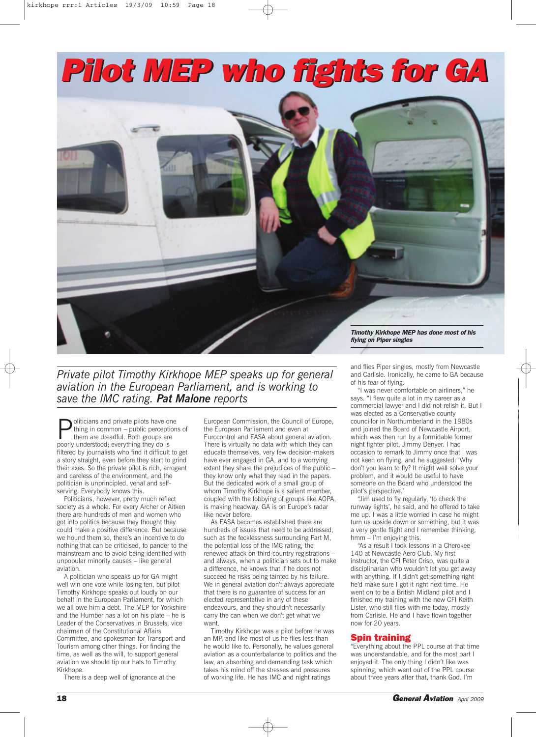# Pilot MEP who fights for GA

Timothy Kirkhope MEP has done most of his flying on Piper singles

*Private pilot Timothy Kirkhope MEP speaks up for general aviation in the European Parliament, and is working to save the IMC rating.* ***Pat Malone*** *reports*

Politicians and private pilots have one thing in common – public perceptions of them are dreadful. Both groups are poorly understood; everything they do is filtered by journalists who find it difficult to get a story straight, even before they start to grind their axes. So the private pilot is rich, arrogant and careless of the environment, and the politician is unprincipled, venal and self-serving. Everybody knows this.

Politicians, however, pretty much reflect society as a whole. For every Archer or Aitken there are hundreds of men and women who got into politics because they thought they could make a positive difference. But because we hound them so, there's an incentive to do nothing that can be criticised, to pander to the mainstream and to avoid being identified with unpopular minority causes – like general aviation.

A politician who speaks up for GA might well win one vote while losing ten, but pilot Timothy Kirkhope speaks out loudly on our behalf in the European Parliament, for which we all owe him a debt. The MEP for Yorkshire and the Humber has a lot on his plate – he is Leader of the Conservatives in Brussels, vice chairman of the Constitutional Affairs Committee, and spokesman for Transport and Tourism among other things. For finding the time, as well as the will, to support general aviation we should tip our hats to Timothy Kirkhope.

There is a deep well of ignorance at the European Commission, the Council of Europe, the European Parliament and even at Eurocontrol and EASA about general aviation. There is virtually no data with which they can educate themselves, very few decision-makers have ever engaged in GA, and to a worrying extent they share the prejudices of the public – they know only what they read in the papers. But the dedicated work of a small group of whom Timothy Kirkhope is a salient member, coupled with the lobbying of groups like AOPA, is making headway. GA is on Europe's radar like never before.

As EASA becomes established there are hundreds of issues that need to be addressed, such as the fecklessness surrounding Part M, the potential loss of the IMC rating, the renewed attack on third-country registrations – and always, when a politician sets out to make a difference, he knows that if he does not succeed he risks being tainted by his failure. We in general aviation don't always appreciate that there is no guarantee of success for an elected representative in any of these endeavours, and they shouldn't necessarily carry the can when we don't get what we want.

Timothy Kirkhope was a pilot before he was an MP, and like most of us he flies less than he would like to. Personally, he values general aviation as a counterbalance to politics and the law, an absorbing and demanding task which takes his mind off the stresses and pressures of working life. He has IMC and night ratings and flies Piper singles, mostly from Newcastle and Carlisle. Ironically, he came to GA because of his fear of flying.

"I was never comfortable on airliners," he says. "I flew quite a lot in my career as a commercial lawyer and I did not relish it. But I was elected as a Conservative county councillor in Northumberland in the 1980s and joined the Board of Newcastle Airport, which was then run by a formidable former night fighter pilot, Jimmy Denyer. I had occasion to remark to Jimmy once that I was not keen on flying, and he suggested: 'Why don't you learn to fly? It might well solve your problem, and it would be useful to have someone on the Board who understood the pilot's perspective.'

"Jim used to fly regularly, 'to check the runway lights', he said, and he offered to take me up. I was a little worried in case he might turn us upside down or something, but it was a very gentle flight and I remember thinking, hmm – I'm enjoying this.

"As a result I took lessons in a Cherokee 140 at Newcastle Aero Club. My first instructor, the CFI Peter Crisp, was quite a disciplinarian who wouldn't let you get away with anything. If I didn't get something right he'd make sure I got it right next time. He went on to be a British Midland pilot and I finished my training with the new CFI Keith Lister, who still flies with me today, mostly from Carlisle. He and I have flown together now for 20 years.

## Spin training

"Everything about the PPL course at that time was understandable, and for the most part I enjoyed it. The only thing I didn't like was spinning, which went out of the PPL course about three years after that, thank God. I'm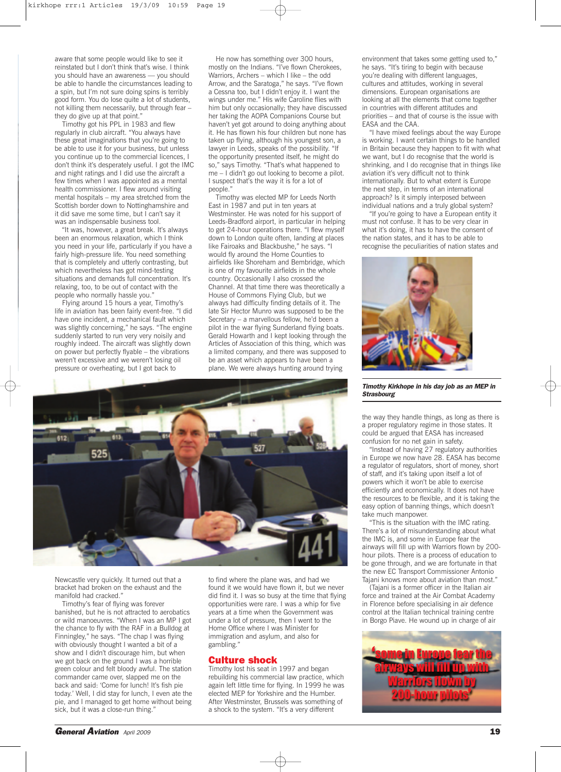aware that some people would like to see it reinstated but I don't think that's wise. I think you should have an awareness — you should be able to handle the circumstances leading to a spin, but I'm not sure doing spins is terribly good form. You do lose quite a lot of students, not killing them necessarily, but through fear – they do give up at that point."

Timothy got his PPL in 1983 and flew regularly in club aircraft. "You always have these great imaginations that you're going to be able to use it for your business, but unless you continue up to the commercial licences, I don't think it's desperately useful. I got the IMC and night ratings and I did use the aircraft a few times when I was appointed as a mental health commissioner. I flew around visiting mental hospitals – my area stretched from the Scottish border down to Nottinghamshire and it did save me some time, but I can't say it was an indispensable business tool.

"It was, however, a great break. It's always been an enormous relaxation, which I think you need in your life, particularly if you have a fairly high-pressure life. You need something that is completely and utterly contrasting, but which nevertheless has got mind-testing situations and demands full concentration. It's relaxing, too, to be out of contact with the people who normally hassle you."

Flying around 15 hours a year, Timothy's life in aviation has been fairly event-free. "I did have one incident, a mechanical fault which was slightly concerning," he says. "The engine suddenly started to run very very noisily and roughly indeed. The aircraft was slightly down on power but perfectly flyable – the vibrations weren't excessive and we weren't losing oil pressure or overheating, but I got back to Newcastle very quickly. It turned out that a bracket had broken on the exhaust and the manifold had cracked."

Timothy's fear of flying was forever banished, but he is not attracted to aerobatics or wild manoeuvres. "When I was an MP I got the chance to fly with the RAF in a Bulldog at Finningley," he says. "The chap I was flying with obviously thought I wanted a bit of a show and I didn't discourage him, but when we got back on the ground I was a horrible green colour and felt bloody awful. The station commander came over, slapped me on the back and said: 'Come for lunch! It's fish pie today.' Well, I did stay for lunch, I even ate the pie, and I managed to get home without being sick, but it was a close-run thing."

He now has something over 300 hours, mostly on the Indians. "I've flown Cherokees, Warriors, Archers – which I like – the odd Arrow, and the Saratoga," he says. "I've flown a Cessna too, but I didn't enjoy it. I want the wings under me." His wife Caroline flies with him but only occasionally; they have discussed her taking the AOPA Companions Course but haven't yet got around to doing anything about it. He has flown his four children but none has taken up flying, although his youngest son, a lawyer in Leeds, speaks of the possibility. "If the opportunity presented itself, he might do so," says Timothy. "That's what happened to me – I didn't go out looking to become a pilot. I suspect that's the way it is for a lot of people."

Timothy was elected MP for Leeds North East in 1987 and put in ten years at Westminster. He was noted for his support of Leeds-Bradford airport, in particular in helping to get 24-hour operations there. "I flew myself down to London quite often, landing at places like Fairoaks and Blackbushe," he says. "I would fly around the Home Counties to airfields like Shoreham and Bembridge, which is one of my favourite airfields in the whole country. Occasionally I also crossed the Channel. At that time there was theoretically a House of Commons Flying Club, but we always had difficulty finding details of it. The late Sir Hector Munro was supposed to be the Secretary – a marvellous fellow, he'd been a pilot in the war flying Sunderland flying boats. Gerald Howarth and I kept looking through the Articles of Association of this thing, which was a limited company, and there was supposed to be an asset which appears to have been a plane. We were always hunting around trying to find where the plane was, and had we found it we would have flown it, but we never did find it. I was so busy at the time that flying opportunities were rare. I was a whip for five years at a time when the Government was under a lot of pressure, then I went to the Home Office where I was Minister for immigration and asylum, and also for gambling."

## Culture shock

Timothy lost his seat in 1997 and began rebuilding his commercial law practice, which again left little time for flying. In 1999 he was elected MEP for Yorkshire and the Humber. After Westminster, Brussels was something of a shock to the system. "It's a very different environment that takes some getting used to," he says. "It's tiring to begin with because you're dealing with different languages, cultures and attitudes, working in several dimensions. European organisations are looking at all the elements that come together in countries with different attitudes and priorities – and that of course is the issue with EASA and the CAA.

"I have mixed feelings about the way Europe is working. I want certain things to be handled in Britain because they happen to fit with what we want, but I do recognise that the world is shrinking, and I do recognise that in things like aviation it's very difficult not to think internationally. But to what extent is Europe the next step, in terms of an international approach? Is it simply interposed between individual nations and a truly global system?

"If you're going to have a European entity it must not confuse. It has to be very clear in what it's doing, it has to have the consent of the nation states, and it has to be able to recognise the peculiarities of nation states and the way they handle things, as long as there is a proper regulatory regime in those states. It could be argued that EASA has increased confusion for no net gain in safety.

*Timothy Kirkhope in his day job as an MEP in Strasbourg*

"Instead of having 27 regulatory authorities in Europe we now have 28. EASA has become a regulator of regulators, short of money, short of staff, and it's taking upon itself a lot of powers which it won't be able to exercise efficiently and economically. It does not have the resources to be flexible, and it is taking the easy option of banning things, which doesn't take much manpower.

"This is the situation with the IMC rating. There's a lot of misunderstanding about what the IMC is, and some in Europe fear the airways will fill up with Warriors flown by 200-hour pilots. There is a process of education to be gone through, and we are fortunate in that the new EC Transport Commissioner Antonio Tajani knows more about aviation than most."

(Tajani is a former officer in the Italian air force and trained at the Air Combat Academy in Florence before specialising in air defence control at the Italian technical training centre in Borgo Piave. He wound up in charge of air

'some in Europe fear the airways will fill up with Warriors flown by 200-hour pilots'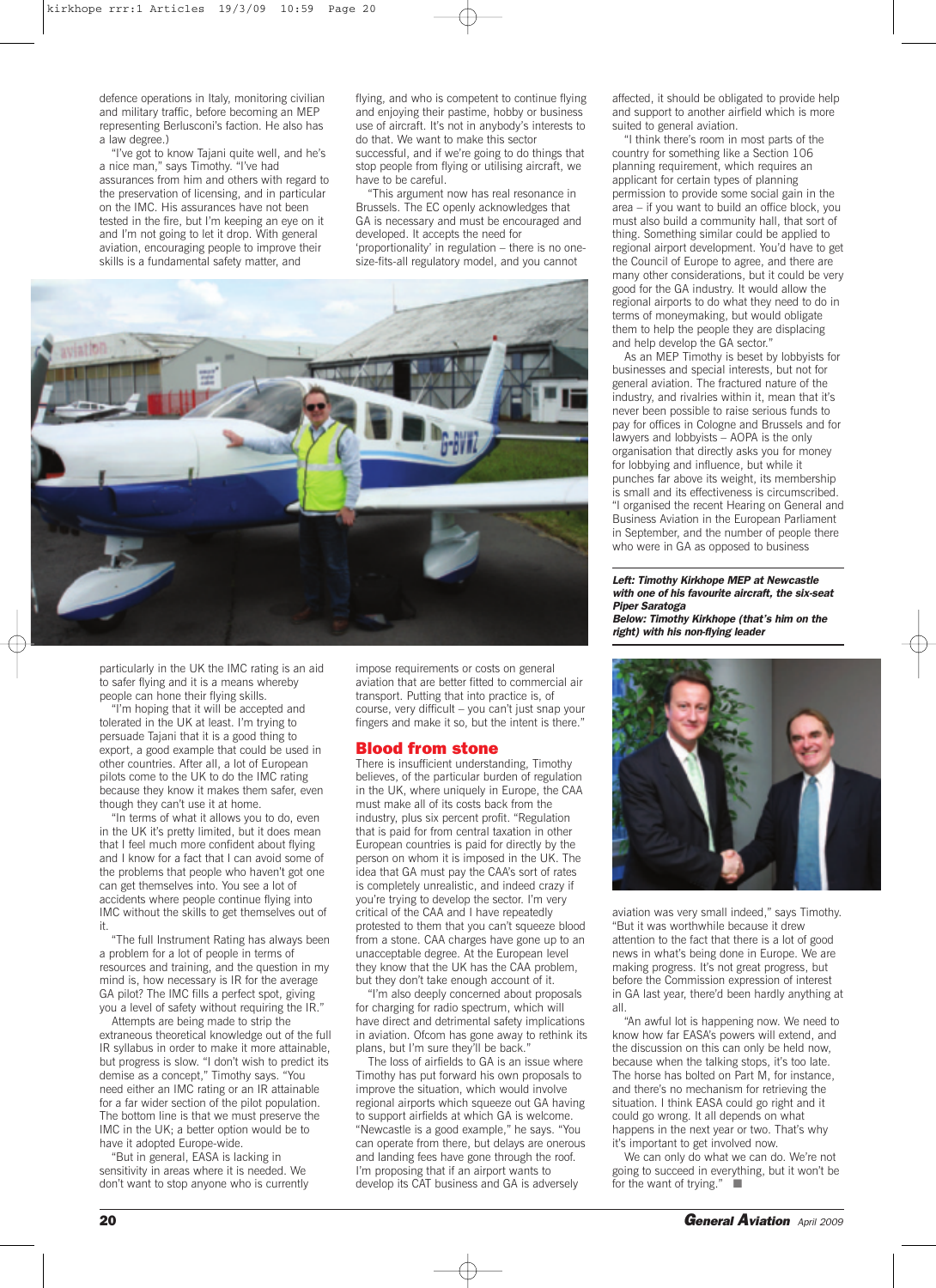defence operations in Italy, monitoring civilian and military traffic, before becoming an MEP representing Berlusconi's faction. He also has a law degree.)

"I've got to know Tajani quite well, and he's a nice man," says Timothy. "I've had assurances from him and others with regard to the preservation of licensing, and in particular on the IMC. His assurances have not been tested in the fire, but I'm keeping an eye on it and I'm not going to let it drop. With general aviation, encouraging people to improve their skills is a fundamental safety matter, and particularly in the UK the IMC rating is an aid to safer flying and it is a means whereby people can hone their flying skills.

"I'm hoping that it will be accepted and tolerated in the UK at least. I'm trying to persuade Tajani that it is a good thing to export, a good example that could be used in other countries. After all, a lot of European pilots come to the UK to do the IMC rating because they know it makes them safer, even though they can't use it at home.

"In terms of what it allows you to do, even in the UK it's pretty limited, but it does mean that I feel much more confident about flying and I know for a fact that I can avoid some of the problems that people who haven't got one can get themselves into. You see a lot of accidents where people continue flying into IMC without the skills to get themselves out of it.

"The full Instrument Rating has always been a problem for a lot of people in terms of resources and training, and the question in my mind is, how necessary is IR for the average GA pilot? The IMC fills a perfect spot, giving you a level of safety without requiring the IR."

Attempts are being made to strip the extraneous theoretical knowledge out of the full IR syllabus in order to make it more attainable, but progress is slow. "I don't wish to predict its demise as a concept," Timothy says. "You need either an IMC rating or an IR attainable for a far wider section of the pilot population. The bottom line is that we must preserve the IMC in the UK; a better option would be to have it adopted Europe-wide.

"But in general, EASA is lacking in sensitivity in areas where it is needed. We don't want to stop anyone who is currently flying, and who is competent to continue flying and enjoying their pastime, hobby or business use of aircraft. It's not in anybody's interests to do that. We want to make this sector successful, and if we're going to do things that stop people from flying or utilising aircraft, we have to be careful.

"This argument now has real resonance in Brussels. The EC openly acknowledges that GA is necessary and must be encouraged and developed. It accepts the need for 'proportionality' in regulation – there is no one-size-fits-all regulatory model, and you cannot impose requirements or costs on general aviation that are better fitted to commercial air transport. Putting that into practice is, of course, very difficult – you can't just snap your fingers and make it so, but the intent is there."

## Blood from stone

There is insufficient understanding, Timothy believes, of the particular burden of regulation in the UK, where uniquely in Europe, the CAA must make all of its costs back from the industry, plus six percent profit. "Regulation that is paid for from central taxation in other European countries is paid for directly by the person on whom it is imposed in the UK. The idea that GA must pay the CAA's sort of rates is completely unrealistic, and indeed crazy if you're trying to develop the sector. I'm very critical of the CAA and I have repeatedly protested to them that you can't squeeze blood from a stone. CAA charges have gone up to an unacceptable degree. At the European level they know that the UK has the CAA problem, but they don't take enough account of it.

"I'm also deeply concerned about proposals for charging for radio spectrum, which will have direct and detrimental safety implications in aviation. Ofcom has gone away to rethink its plans, but I'm sure they'll be back."

The loss of airfields to GA is an issue where Timothy has put forward his own proposals to improve the situation, which would involve regional airports which squeeze out GA having to support airfields at which GA is welcome. "Newcastle is a good example," he says. "You can operate from there, but delays are onerous and landing fees have gone through the roof. I'm proposing that if an airport wants to develop its CAT business and GA is adversely affected, it should be obligated to provide help and support to another airfield which is more suited to general aviation.

"I think there's room in most parts of the country for something like a Section 106 planning requirement, which requires an applicant for certain types of planning permission to provide some social gain in the area – if you want to build an office block, you must also build a community hall, that sort of thing. Something similar could be applied to regional airport development. You'd have to get the Council of Europe to agree, and there are many other considerations, but it could be very good for the GA industry. It would allow the regional airports to do what they need to do in terms of moneymaking, but would obligate them to help the people they are displacing and help develop the GA sector."

As an MEP Timothy is beset by lobbyists for businesses and special interests, but not for general aviation. The fractured nature of the industry, and rivalries within it, mean that it's never been possible to raise serious funds to pay for offices in Cologne and Brussels and for lawyers and lobbyists – AOPA is the only organisation that directly asks you for money for lobbying and influence, but while it punches far above its weight, its membership is small and its effectiveness is circumscribed. "I organised the recent Hearing on General and Business Aviation in the European Parliament in September, and the number of people there who were in GA as opposed to business aviation was very small indeed," says Timothy. "But it was worthwhile because it drew attention to the fact that there is a lot of good news in what's being done in Europe. We are making progress. It's not great progress, but before the Commission expression of interest in GA last year, there'd been hardly anything at all.

"An awful lot is happening now. We need to know how far EASA's powers will extend, and the discussion on this can only be held now, because when the talking stops, it's too late. The horse has bolted on Part M, for instance, and there's no mechanism for retrieving the situation. I think EASA could go right and it could go wrong. It all depends on what happens in the next year or two. That's why it's important to get involved now.

We can only do what we can do. We're not going to succeed in everything, but it won't be for the want of trying." ■

***Left: Timothy Kirkhope MEP at Newcastle with one of his favourite aircraft, the six-seat Piper Saratoga***
***Below: Timothy Kirkhope (that's him on the right) with his non-flying leader***